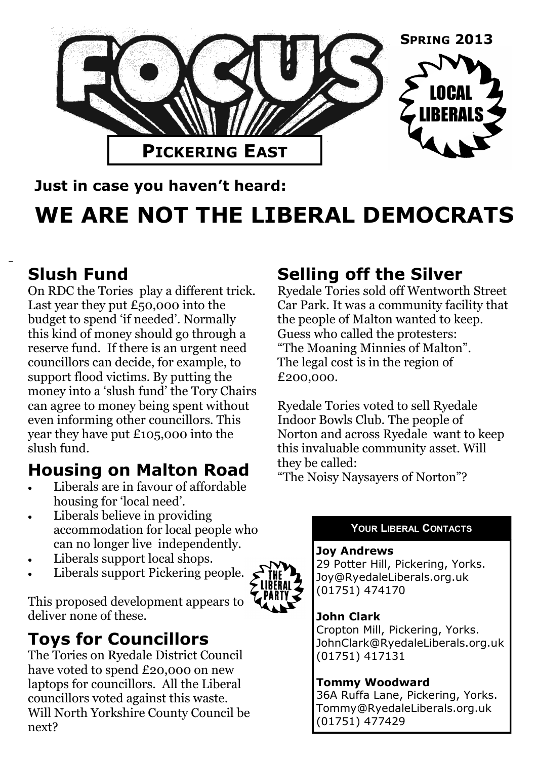# FOCUS

**PICKERING EAST**

**SPRING 2013**

LOCAL LIBERALS

**Just in case you haven't heard:**

# WE ARE NOT THE LIBERAL DEMOCRATS

## Slush Fund

On RDC the Tories play a different trick. Last year they put £50,000 into the budget to spend 'if needed'. Normally this kind of money should go through a reserve fund. If there is an urgent need councillors can decide, for example, to support flood victims. By putting the money into a 'slush fund' the Tory Chairs can agree to money being spent without even informing other councillors. This year they have put £105,000 into the slush fund.

## Housing on Malton Road

- Liberals are in favour of affordable housing for 'local need'.
- Liberals believe in providing accommodation for local people who can no longer live independently.
- Liberals support local shops.
- Liberals support Pickering people.

This proposed development appears to deliver none of these.

## Toys for Councillors

The Tories on Ryedale District Council have voted to spend £20,000 on new laptops for councillors. All the Liberal councillors voted against this waste. Will North Yorkshire County Council be next?

## Selling off the Silver

Ryedale Tories sold off Wentworth Street Car Park. It was a community facility that the people of Malton wanted to keep. Guess who called the protesters: "The Moaning Minnies of Malton". The legal cost is in the region of £200,000.

Ryedale Tories voted to sell Ryedale Indoor Bowls Club. The people of Norton and across Ryedale want to keep this invaluable community asset. Will they be called: "The Noisy Naysayers of Norton"?

THE LIBERAL PARTY

### YOUR LIBERAL CONTACTS

**Joy Andrews**
29 Potter Hill, Pickering, Yorks.
Joy@RyedaleLiberals.org.uk
(01751) 474170

**John Clark**
Cropton Mill, Pickering, Yorks.
JohnClark@RyedaleLiberals.org.uk
(01751) 417131

**Tommy Woodward**
36A Ruffa Lane, Pickering, Yorks.
Tommy@RyedaleLiberals.org.uk
(01751) 477429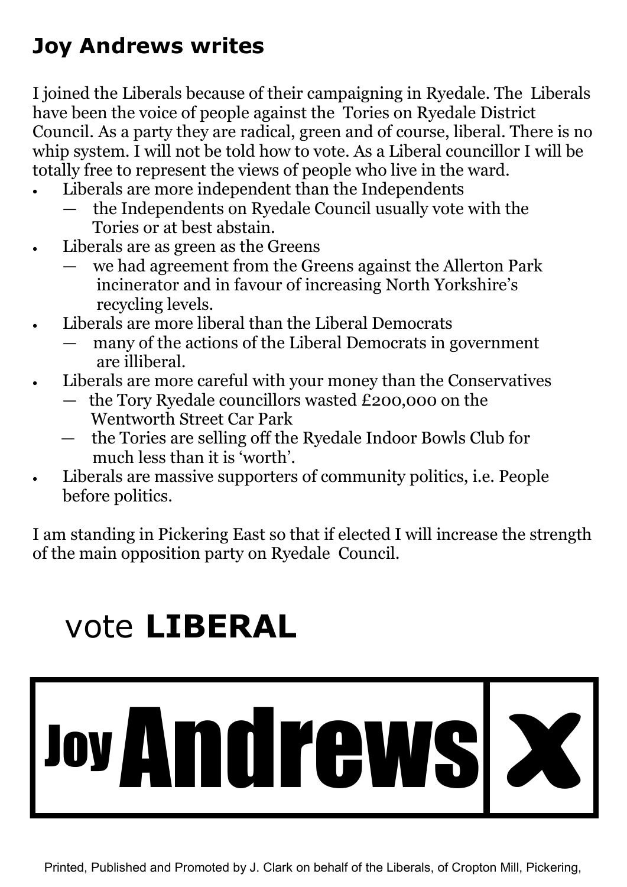## Joy Andrews writes

I joined the Liberals because of their campaigning in Ryedale. The Liberals have been the voice of people against the Tories on Ryedale District Council. As a party they are radical, green and of course, liberal. There is no whip system. I will not be told how to vote. As a Liberal councillor I will be totally free to represent the views of people who live in the ward.

- Liberals are more independent than the Independents
  - the Independents on Ryedale Council usually vote with the Tories or at best abstain.
- Liberals are as green as the Greens
  - we had agreement from the Greens against the Allerton Park incinerator and in favour of increasing North Yorkshire's recycling levels.
- Liberals are more liberal than the Liberal Democrats
  - many of the actions of the Liberal Democrats in government are illiberal.
- Liberals are more careful with your money than the Conservatives
  - the Tory Ryedale councillors wasted £200,000 on the Wentworth Street Car Park
  - the Tories are selling off the Ryedale Indoor Bowls Club for much less than it is 'worth'.
- Liberals are massive supporters of community politics, i.e. People before politics.

I am standing in Pickering East so that if elected I will increase the strength of the main opposition party on Ryedale Council.

# vote **LIBERAL**

| | |
|---|---|
| Joy **Andrews** | **X** |

Printed, Published and Promoted by J. Clark on behalf of the Liberals, of Cropton Mill, Pickering,